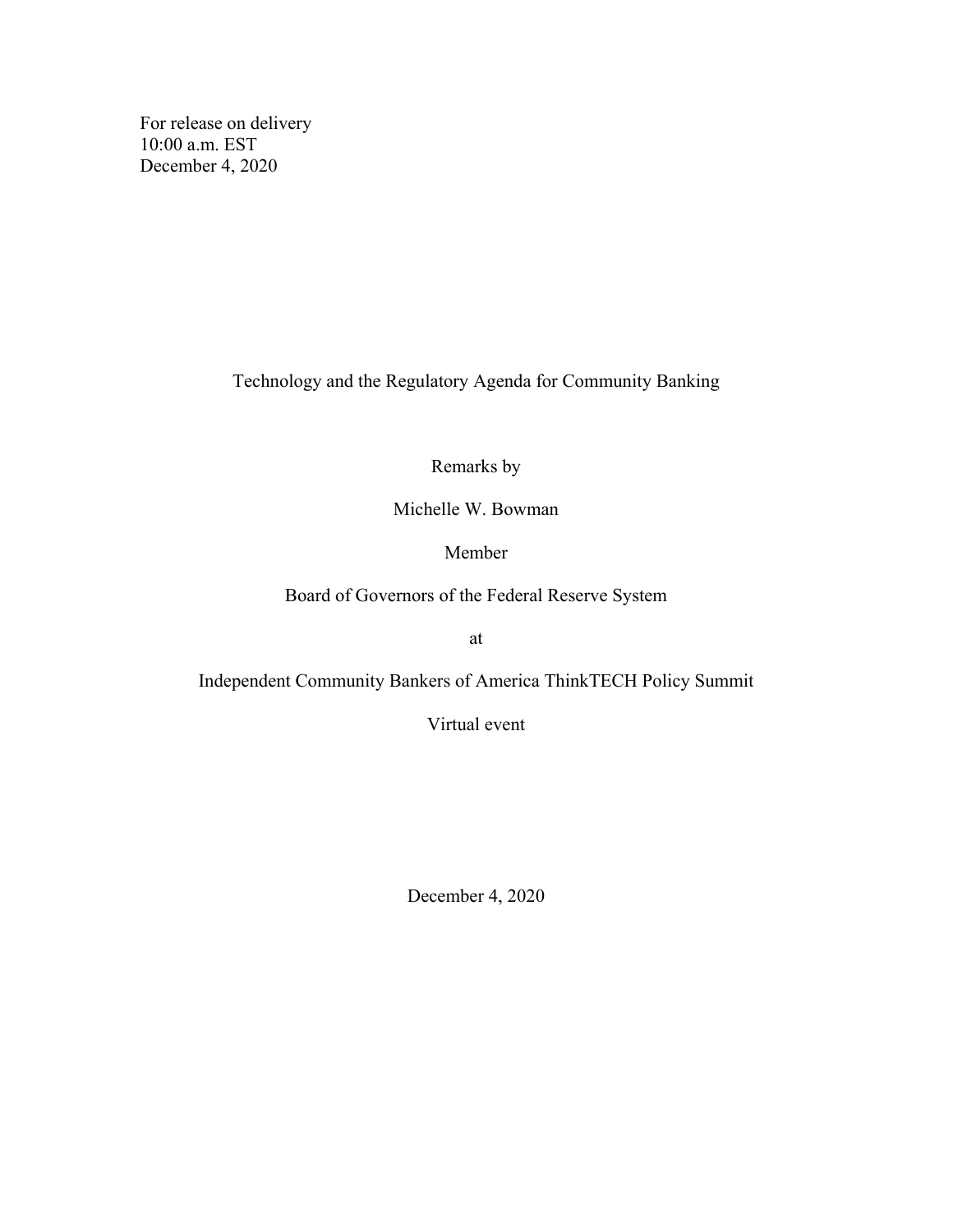For release on delivery
10:00 a.m. EST
December 4, 2020

# Technology and the Regulatory Agenda for Community Banking

Remarks by

Michelle W. Bowman

Member

Board of Governors of the Federal Reserve System

at

Independent Community Bankers of America ThinkTECH Policy Summit

Virtual event

December 4, 2020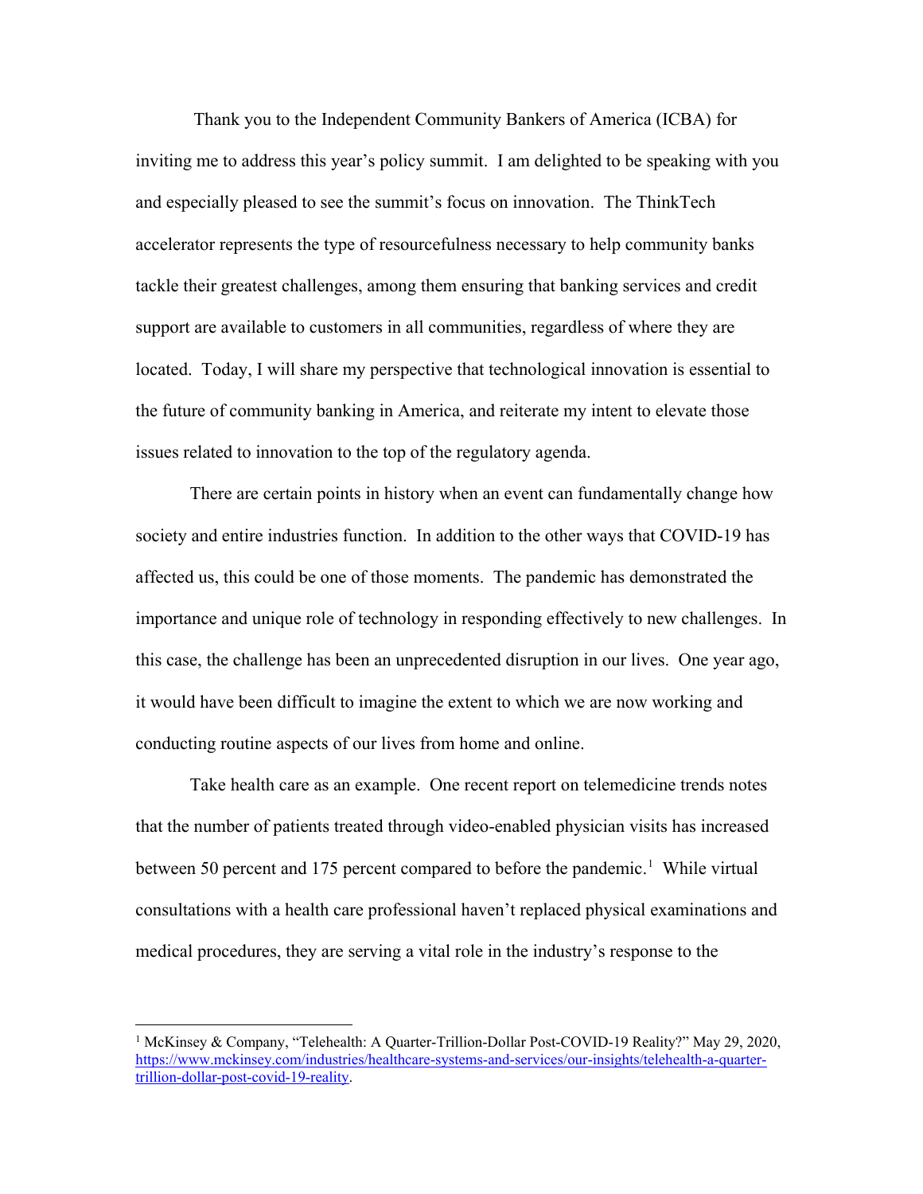Thank you to the Independent Community Bankers of America (ICBA) for inviting me to address this year's policy summit. I am delighted to be speaking with you and especially pleased to see the summit's focus on innovation. The ThinkTech accelerator represents the type of resourcefulness necessary to help community banks tackle their greatest challenges, among them ensuring that banking services and credit support are available to customers in all communities, regardless of where they are located. Today, I will share my perspective that technological innovation is essential to the future of community banking in America, and reiterate my intent to elevate those issues related to innovation to the top of the regulatory agenda.

There are certain points in history when an event can fundamentally change how society and entire industries function. In addition to the other ways that COVID-19 has affected us, this could be one of those moments. The pandemic has demonstrated the importance and unique role of technology in responding effectively to new challenges. In this case, the challenge has been an unprecedented disruption in our lives. One year ago, it would have been difficult to imagine the extent to which we are now working and conducting routine aspects of our lives from home and online.

Take health care as an example. One recent report on telemedicine trends notes that the number of patients treated through video-enabled physician visits has increased between 50 percent and 175 percent compared to before the pandemic.[1] While virtual consultations with a health care professional haven't replaced physical examinations and medical procedures, they are serving a vital role in the industry's response to the

---

[1] McKinsey & Company, "Telehealth: A Quarter-Trillion-Dollar Post-COVID-19 Reality?" May 29, 2020, https://www.mckinsey.com/industries/healthcare-systems-and-services/our-insights/telehealth-a-quarter-trillion-dollar-post-covid-19-reality.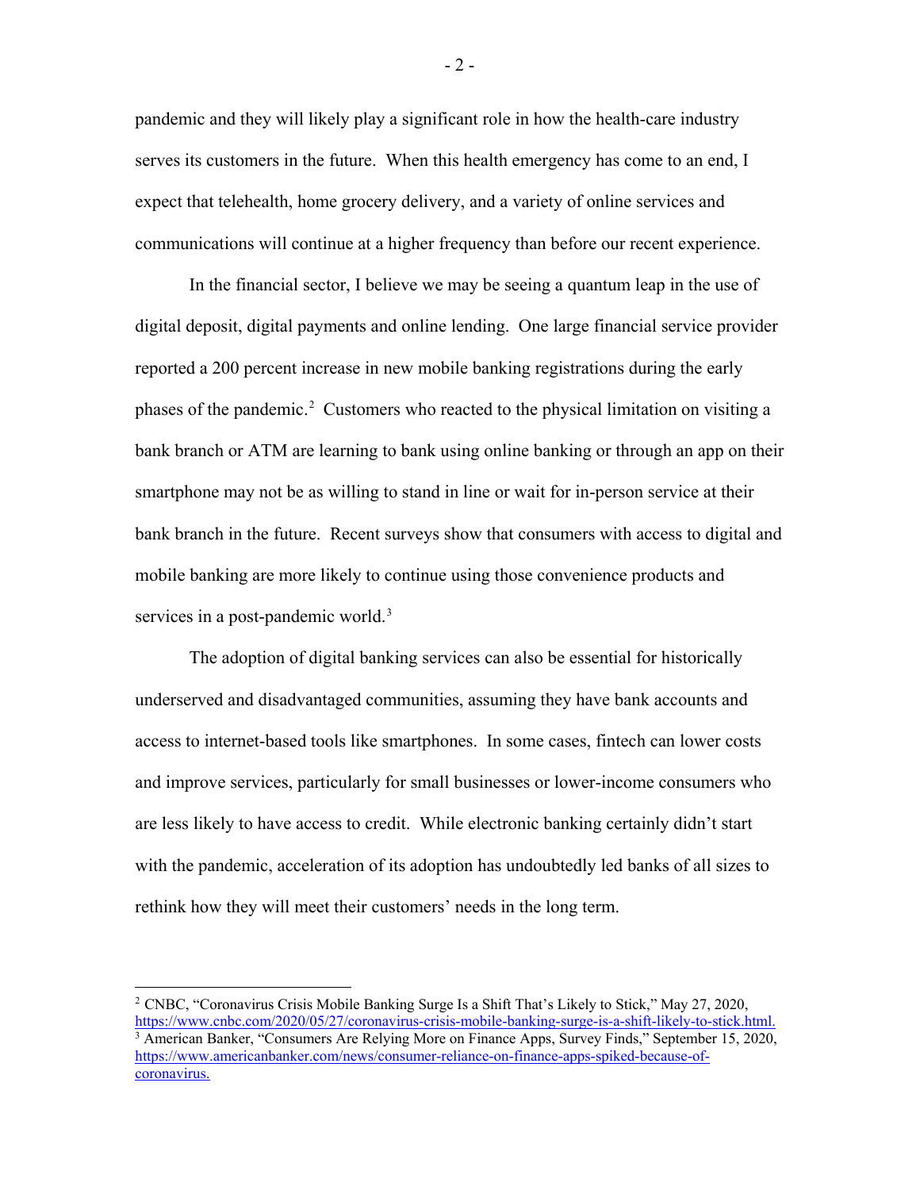pandemic and they will likely play a significant role in how the health-care industry serves its customers in the future. When this health emergency has come to an end, I expect that telehealth, home grocery delivery, and a variety of online services and communications will continue at a higher frequency than before our recent experience.

In the financial sector, I believe we may be seeing a quantum leap in the use of digital deposit, digital payments and online lending. One large financial service provider reported a 200 percent increase in new mobile banking registrations during the early phases of the pandemic.[2] Customers who reacted to the physical limitation on visiting a bank branch or ATM are learning to bank using online banking or through an app on their smartphone may not be as willing to stand in line or wait for in-person service at their bank branch in the future. Recent surveys show that consumers with access to digital and mobile banking are more likely to continue using those convenience products and services in a post-pandemic world.[3]

The adoption of digital banking services can also be essential for historically underserved and disadvantaged communities, assuming they have bank accounts and access to internet-based tools like smartphones. In some cases, fintech can lower costs and improve services, particularly for small businesses or lower-income consumers who are less likely to have access to credit. While electronic banking certainly didn't start with the pandemic, acceleration of its adoption has undoubtedly led banks of all sizes to rethink how they will meet their customers' needs in the long term.

---

[2] CNBC, "Coronavirus Crisis Mobile Banking Surge Is a Shift That's Likely to Stick," May 27, 2020, https://www.cnbc.com/2020/05/27/coronavirus-crisis-mobile-banking-surge-is-a-shift-likely-to-stick.html.

[3] American Banker, "Consumers Are Relying More on Finance Apps, Survey Finds," September 15, 2020, https://www.americanbanker.com/news/consumer-reliance-on-finance-apps-spiked-because-of-coronavirus.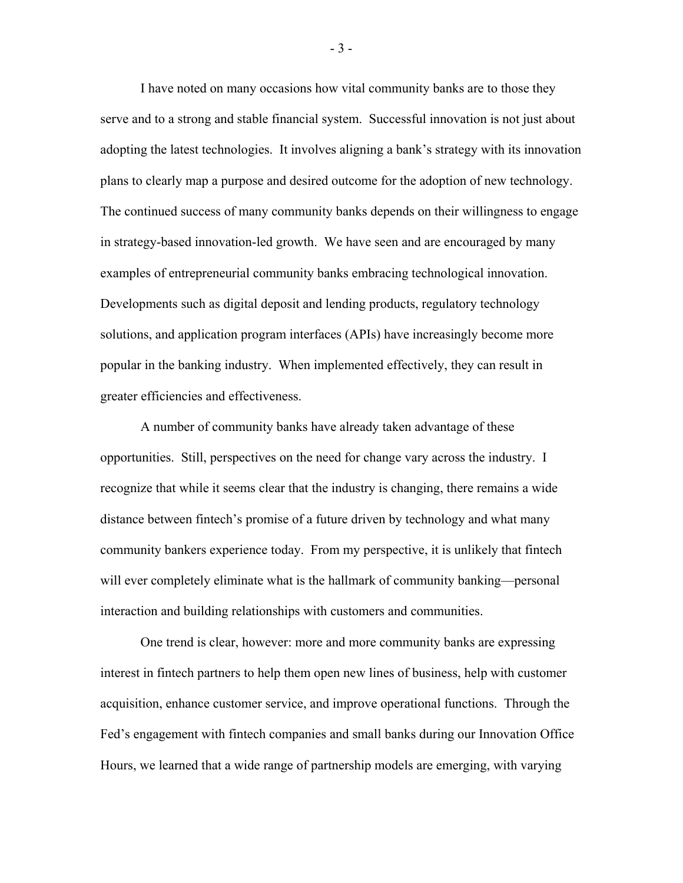I have noted on many occasions how vital community banks are to those they serve and to a strong and stable financial system. Successful innovation is not just about adopting the latest technologies. It involves aligning a bank's strategy with its innovation plans to clearly map a purpose and desired outcome for the adoption of new technology. The continued success of many community banks depends on their willingness to engage in strategy-based innovation-led growth. We have seen and are encouraged by many examples of entrepreneurial community banks embracing technological innovation. Developments such as digital deposit and lending products, regulatory technology solutions, and application program interfaces (APIs) have increasingly become more popular in the banking industry. When implemented effectively, they can result in greater efficiencies and effectiveness.

A number of community banks have already taken advantage of these opportunities. Still, perspectives on the need for change vary across the industry. I recognize that while it seems clear that the industry is changing, there remains a wide distance between fintech's promise of a future driven by technology and what many community bankers experience today. From my perspective, it is unlikely that fintech will ever completely eliminate what is the hallmark of community banking—personal interaction and building relationships with customers and communities.

One trend is clear, however: more and more community banks are expressing interest in fintech partners to help them open new lines of business, help with customer acquisition, enhance customer service, and improve operational functions. Through the Fed's engagement with fintech companies and small banks during our Innovation Office Hours, we learned that a wide range of partnership models are emerging, with varying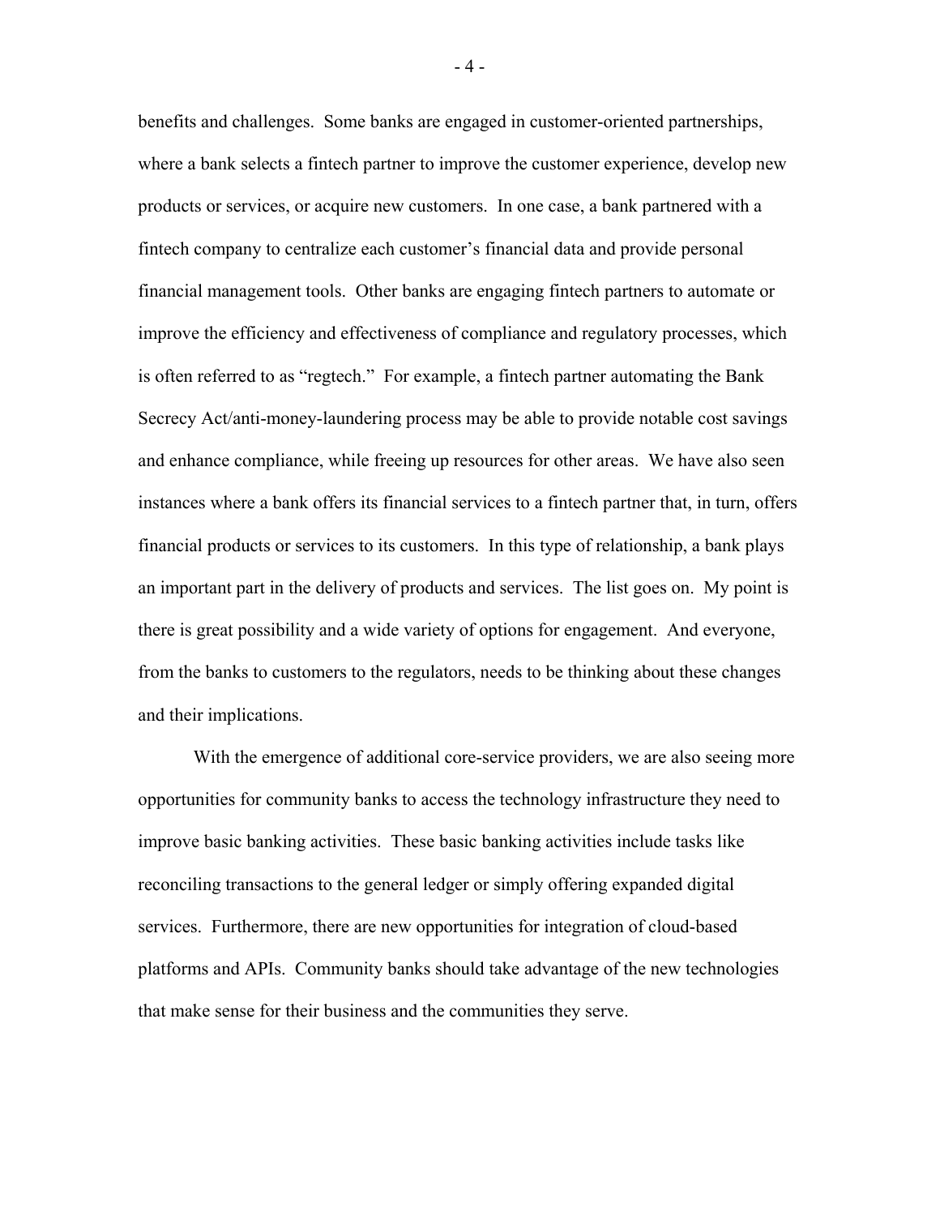benefits and challenges. Some banks are engaged in customer-oriented partnerships, where a bank selects a fintech partner to improve the customer experience, develop new products or services, or acquire new customers. In one case, a bank partnered with a fintech company to centralize each customer's financial data and provide personal financial management tools. Other banks are engaging fintech partners to automate or improve the efficiency and effectiveness of compliance and regulatory processes, which is often referred to as "regtech." For example, a fintech partner automating the Bank Secrecy Act/anti-money-laundering process may be able to provide notable cost savings and enhance compliance, while freeing up resources for other areas. We have also seen instances where a bank offers its financial services to a fintech partner that, in turn, offers financial products or services to its customers. In this type of relationship, a bank plays an important part in the delivery of products and services. The list goes on. My point is there is great possibility and a wide variety of options for engagement. And everyone, from the banks to customers to the regulators, needs to be thinking about these changes and their implications.

With the emergence of additional core-service providers, we are also seeing more opportunities for community banks to access the technology infrastructure they need to improve basic banking activities. These basic banking activities include tasks like reconciling transactions to the general ledger or simply offering expanded digital services. Furthermore, there are new opportunities for integration of cloud-based platforms and APIs. Community banks should take advantage of the new technologies that make sense for their business and the communities they serve.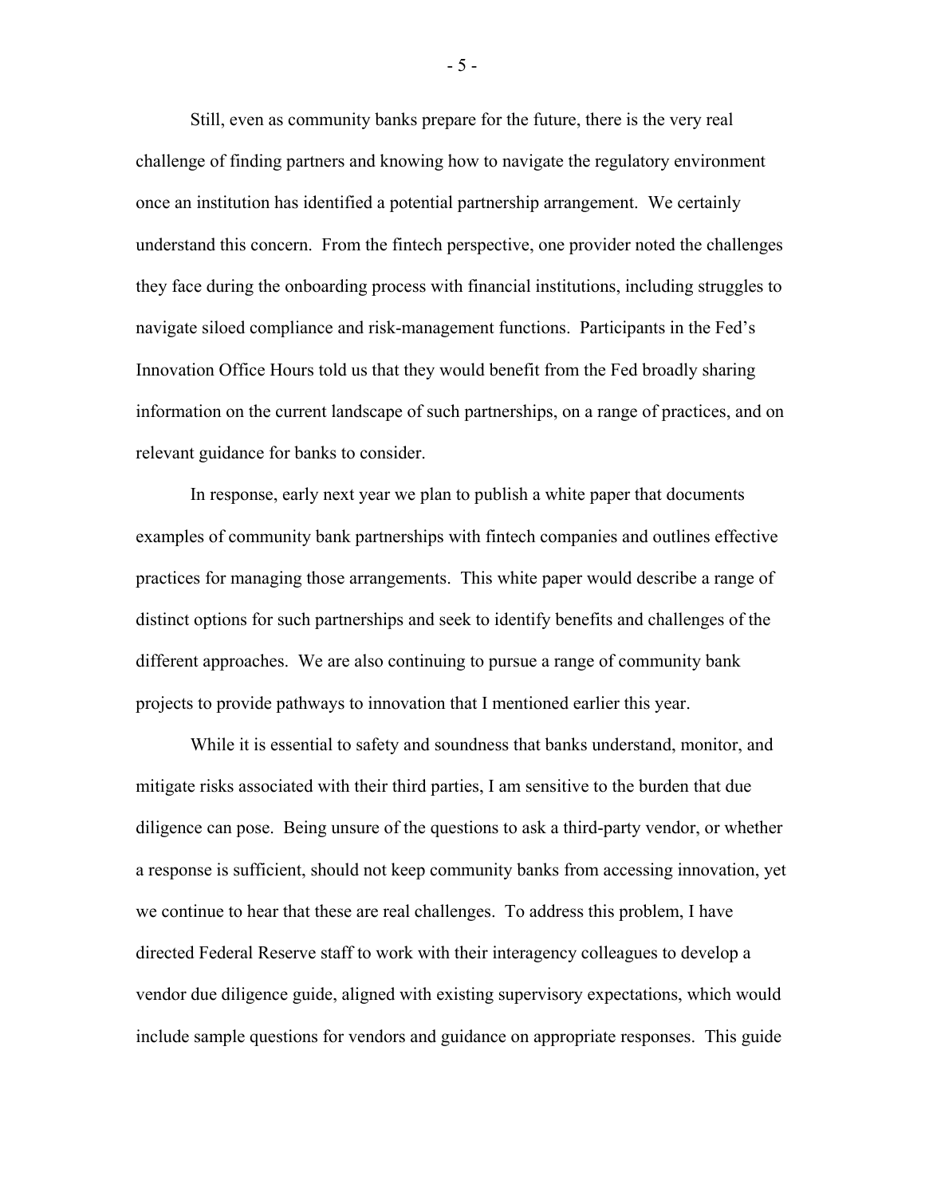Still, even as community banks prepare for the future, there is the very real challenge of finding partners and knowing how to navigate the regulatory environment once an institution has identified a potential partnership arrangement. We certainly understand this concern. From the fintech perspective, one provider noted the challenges they face during the onboarding process with financial institutions, including struggles to navigate siloed compliance and risk-management functions. Participants in the Fed's Innovation Office Hours told us that they would benefit from the Fed broadly sharing information on the current landscape of such partnerships, on a range of practices, and on relevant guidance for banks to consider.

In response, early next year we plan to publish a white paper that documents examples of community bank partnerships with fintech companies and outlines effective practices for managing those arrangements. This white paper would describe a range of distinct options for such partnerships and seek to identify benefits and challenges of the different approaches. We are also continuing to pursue a range of community bank projects to provide pathways to innovation that I mentioned earlier this year.

While it is essential to safety and soundness that banks understand, monitor, and mitigate risks associated with their third parties, I am sensitive to the burden that due diligence can pose. Being unsure of the questions to ask a third-party vendor, or whether a response is sufficient, should not keep community banks from accessing innovation, yet we continue to hear that these are real challenges. To address this problem, I have directed Federal Reserve staff to work with their interagency colleagues to develop a vendor due diligence guide, aligned with existing supervisory expectations, which would include sample questions for vendors and guidance on appropriate responses. This guide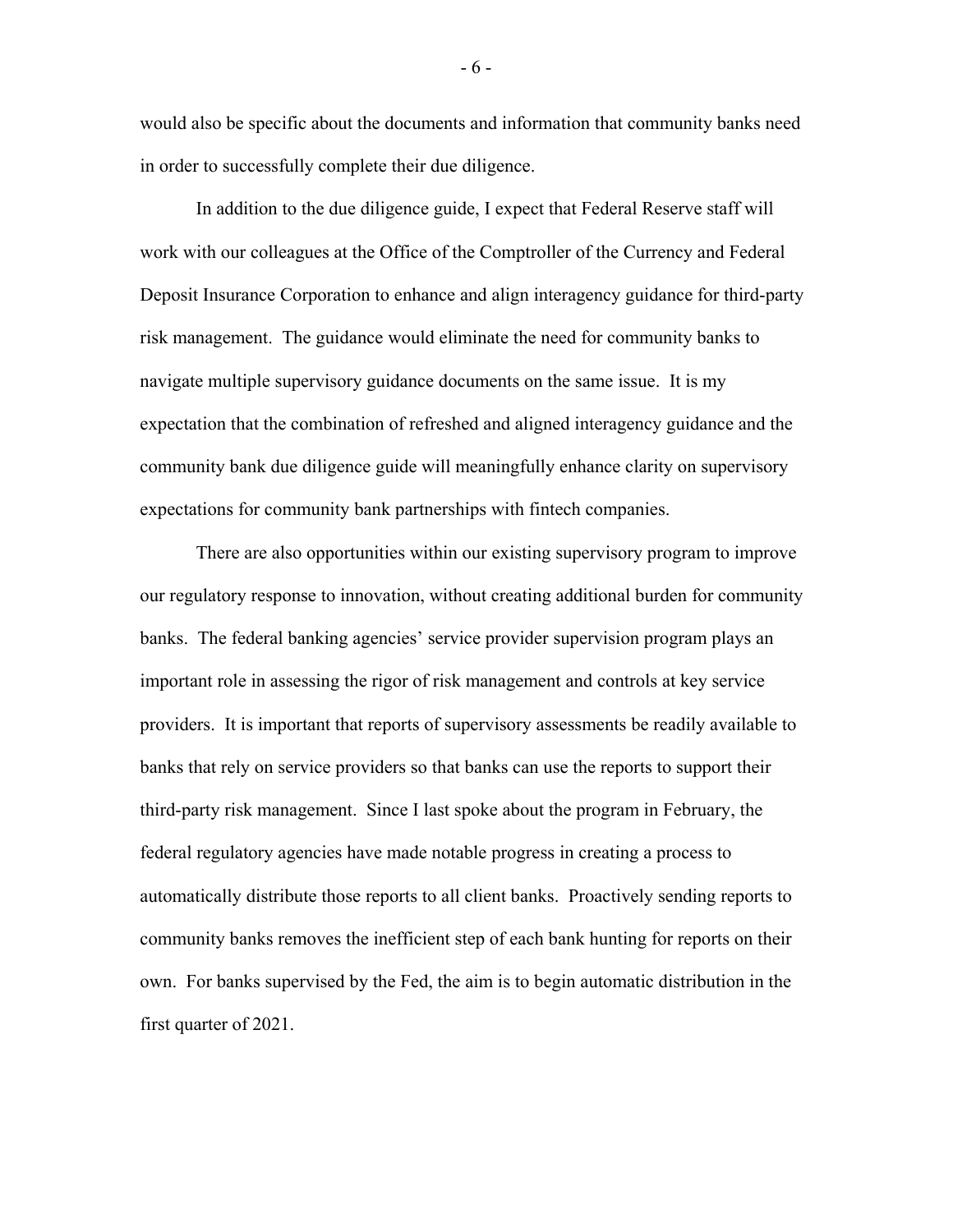would also be specific about the documents and information that community banks need in order to successfully complete their due diligence.

In addition to the due diligence guide, I expect that Federal Reserve staff will work with our colleagues at the Office of the Comptroller of the Currency and Federal Deposit Insurance Corporation to enhance and align interagency guidance for third-party risk management. The guidance would eliminate the need for community banks to navigate multiple supervisory guidance documents on the same issue. It is my expectation that the combination of refreshed and aligned interagency guidance and the community bank due diligence guide will meaningfully enhance clarity on supervisory expectations for community bank partnerships with fintech companies.

There are also opportunities within our existing supervisory program to improve our regulatory response to innovation, without creating additional burden for community banks. The federal banking agencies' service provider supervision program plays an important role in assessing the rigor of risk management and controls at key service providers. It is important that reports of supervisory assessments be readily available to banks that rely on service providers so that banks can use the reports to support their third-party risk management. Since I last spoke about the program in February, the federal regulatory agencies have made notable progress in creating a process to automatically distribute those reports to all client banks. Proactively sending reports to community banks removes the inefficient step of each bank hunting for reports on their own. For banks supervised by the Fed, the aim is to begin automatic distribution in the first quarter of 2021.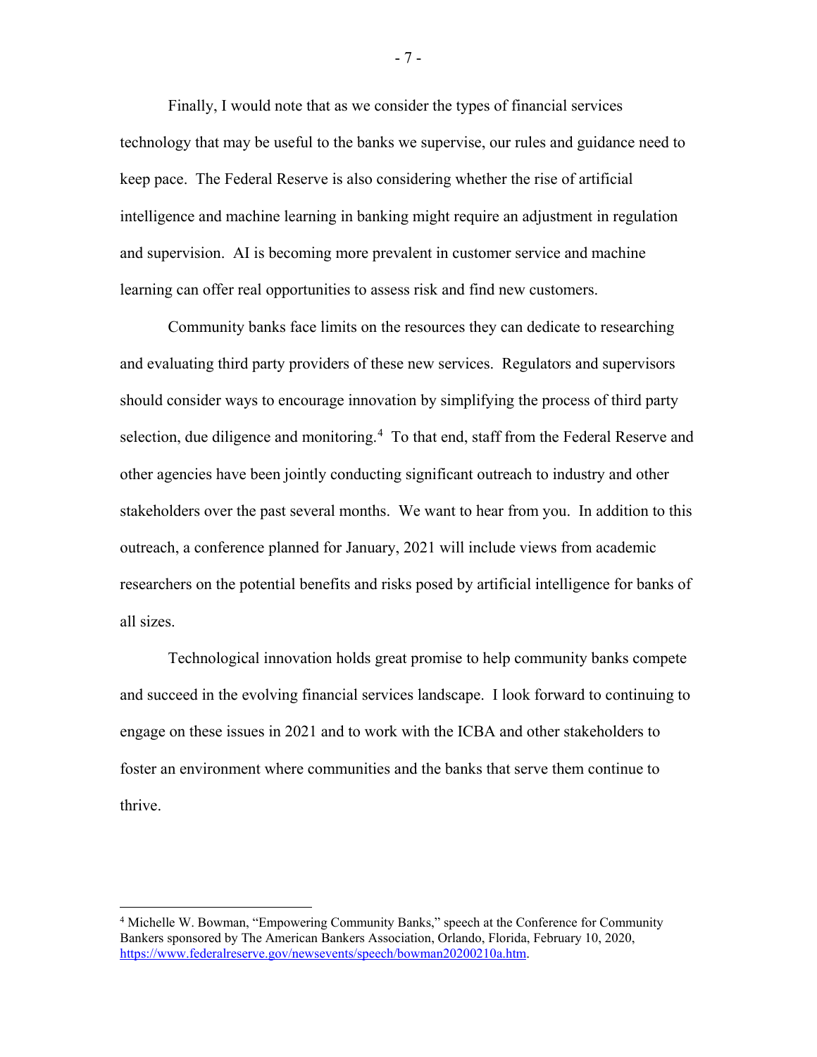Finally, I would note that as we consider the types of financial services technology that may be useful to the banks we supervise, our rules and guidance need to keep pace. The Federal Reserve is also considering whether the rise of artificial intelligence and machine learning in banking might require an adjustment in regulation and supervision. AI is becoming more prevalent in customer service and machine learning can offer real opportunities to assess risk and find new customers.

Community banks face limits on the resources they can dedicate to researching and evaluating third party providers of these new services. Regulators and supervisors should consider ways to encourage innovation by simplifying the process of third party selection, due diligence and monitoring.[4] To that end, staff from the Federal Reserve and other agencies have been jointly conducting significant outreach to industry and other stakeholders over the past several months. We want to hear from you. In addition to this outreach, a conference planned for January, 2021 will include views from academic researchers on the potential benefits and risks posed by artificial intelligence for banks of all sizes.

Technological innovation holds great promise to help community banks compete and succeed in the evolving financial services landscape. I look forward to continuing to engage on these issues in 2021 and to work with the ICBA and other stakeholders to foster an environment where communities and the banks that serve them continue to thrive.

---

[4] Michelle W. Bowman, "Empowering Community Banks," speech at the Conference for Community Bankers sponsored by The American Bankers Association, Orlando, Florida, February 10, 2020, https://www.federalreserve.gov/newsevents/speech/bowman20200210a.htm.